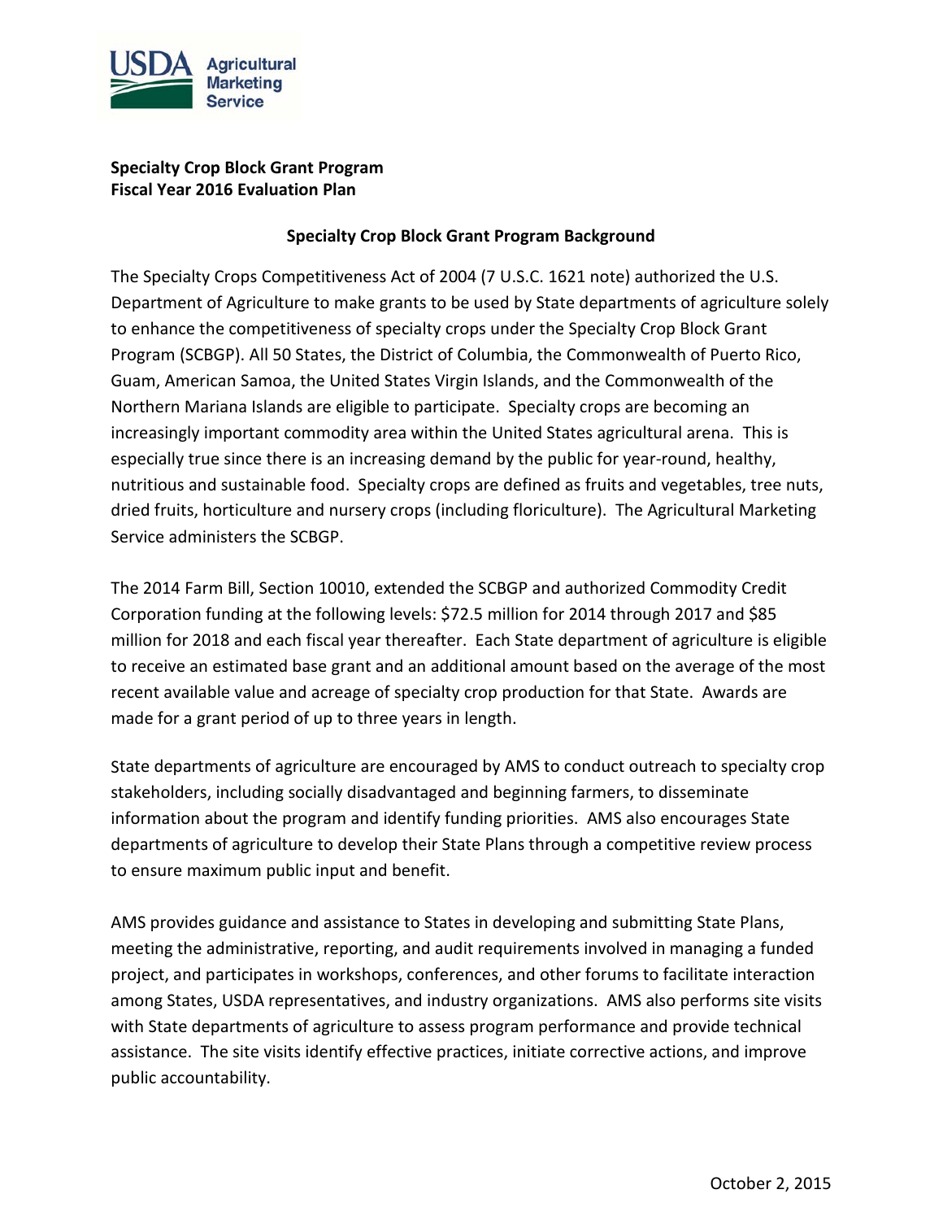**Specialty Crop Block Grant Program**
**Fiscal Year 2016 Evaluation Plan**

## Specialty Crop Block Grant Program Background

The Specialty Crops Competitiveness Act of 2004 (7 U.S.C. 1621 note) authorized the U.S. Department of Agriculture to make grants to be used by State departments of agriculture solely to enhance the competitiveness of specialty crops under the Specialty Crop Block Grant Program (SCBGP). All 50 States, the District of Columbia, the Commonwealth of Puerto Rico, Guam, American Samoa, the United States Virgin Islands, and the Commonwealth of the Northern Mariana Islands are eligible to participate. Specialty crops are becoming an increasingly important commodity area within the United States agricultural arena. This is especially true since there is an increasing demand by the public for year-round, healthy, nutritious and sustainable food. Specialty crops are defined as fruits and vegetables, tree nuts, dried fruits, horticulture and nursery crops (including floriculture). The Agricultural Marketing Service administers the SCBGP.

The 2014 Farm Bill, Section 10010, extended the SCBGP and authorized Commodity Credit Corporation funding at the following levels: $72.5 million for 2014 through 2017 and $85 million for 2018 and each fiscal year thereafter. Each State department of agriculture is eligible to receive an estimated base grant and an additional amount based on the average of the most recent available value and acreage of specialty crop production for that State. Awards are made for a grant period of up to three years in length.

State departments of agriculture are encouraged by AMS to conduct outreach to specialty crop stakeholders, including socially disadvantaged and beginning farmers, to disseminate information about the program and identify funding priorities. AMS also encourages State departments of agriculture to develop their State Plans through a competitive review process to ensure maximum public input and benefit.

AMS provides guidance and assistance to States in developing and submitting State Plans, meeting the administrative, reporting, and audit requirements involved in managing a funded project, and participates in workshops, conferences, and other forums to facilitate interaction among States, USDA representatives, and industry organizations. AMS also performs site visits with State departments of agriculture to assess program performance and provide technical assistance. The site visits identify effective practices, initiate corrective actions, and improve public accountability.

October 2, 2015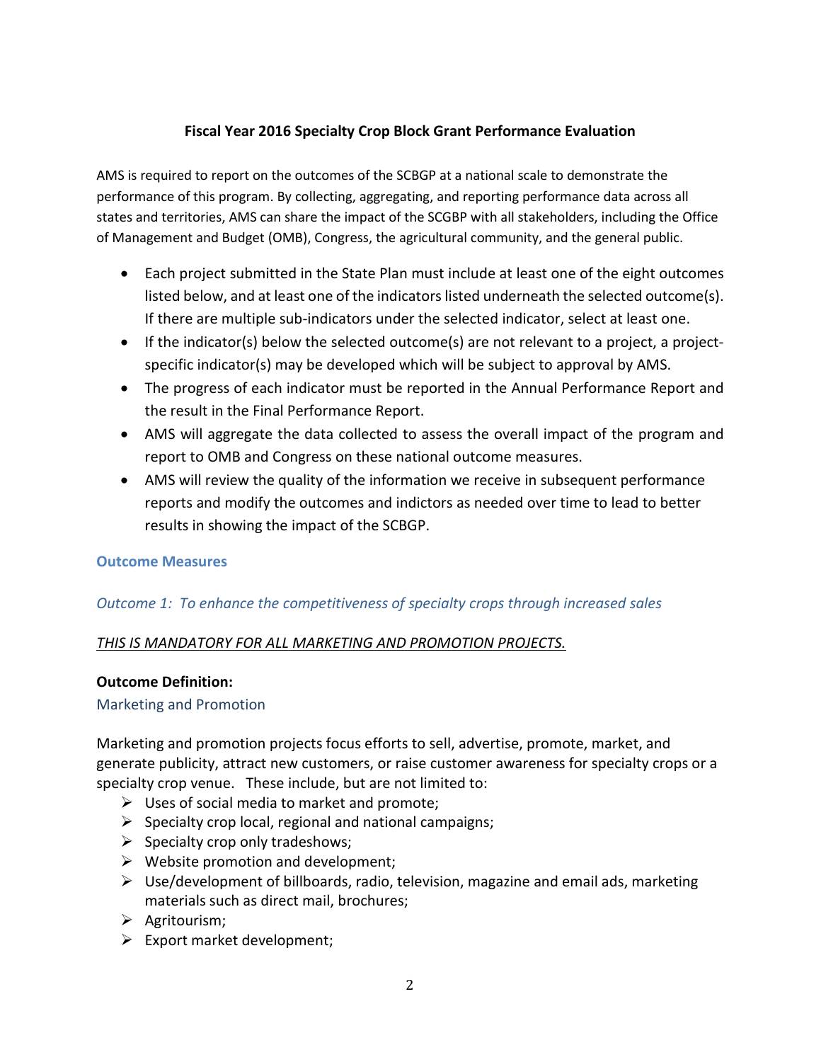## Fiscal Year 2016 Specialty Crop Block Grant Performance Evaluation

AMS is required to report on the outcomes of the SCBGP at a national scale to demonstrate the performance of this program. By collecting, aggregating, and reporting performance data across all states and territories, AMS can share the impact of the SCGBP with all stakeholders, including the Office of Management and Budget (OMB), Congress, the agricultural community, and the general public.

- Each project submitted in the State Plan must include at least one of the eight outcomes listed below, and at least one of the indicators listed underneath the selected outcome(s). If there are multiple sub-indicators under the selected indicator, select at least one.
- If the indicator(s) below the selected outcome(s) are not relevant to a project, a project-specific indicator(s) may be developed which will be subject to approval by AMS.
- The progress of each indicator must be reported in the Annual Performance Report and the result in the Final Performance Report.
- AMS will aggregate the data collected to assess the overall impact of the program and report to OMB and Congress on these national outcome measures.
- AMS will review the quality of the information we receive in subsequent performance reports and modify the outcomes and indictors as needed over time to lead to better results in showing the impact of the SCBGP.

### Outcome Measures

*Outcome 1: To enhance the competitiveness of specialty crops through increased sales*

<u>*THIS IS MANDATORY FOR ALL MARKETING AND PROMOTION PROJECTS.*</u>

**Outcome Definition:**

Marketing and Promotion

Marketing and promotion projects focus efforts to sell, advertise, promote, market, and generate publicity, attract new customers, or raise customer awareness for specialty crops or a specialty crop venue. These include, but are not limited to:

- Uses of social media to market and promote;
- Specialty crop local, regional and national campaigns;
- Specialty crop only tradeshows;
- Website promotion and development;
- Use/development of billboards, radio, television, magazine and email ads, marketing materials such as direct mail, brochures;
- Agritourism;
- Export market development;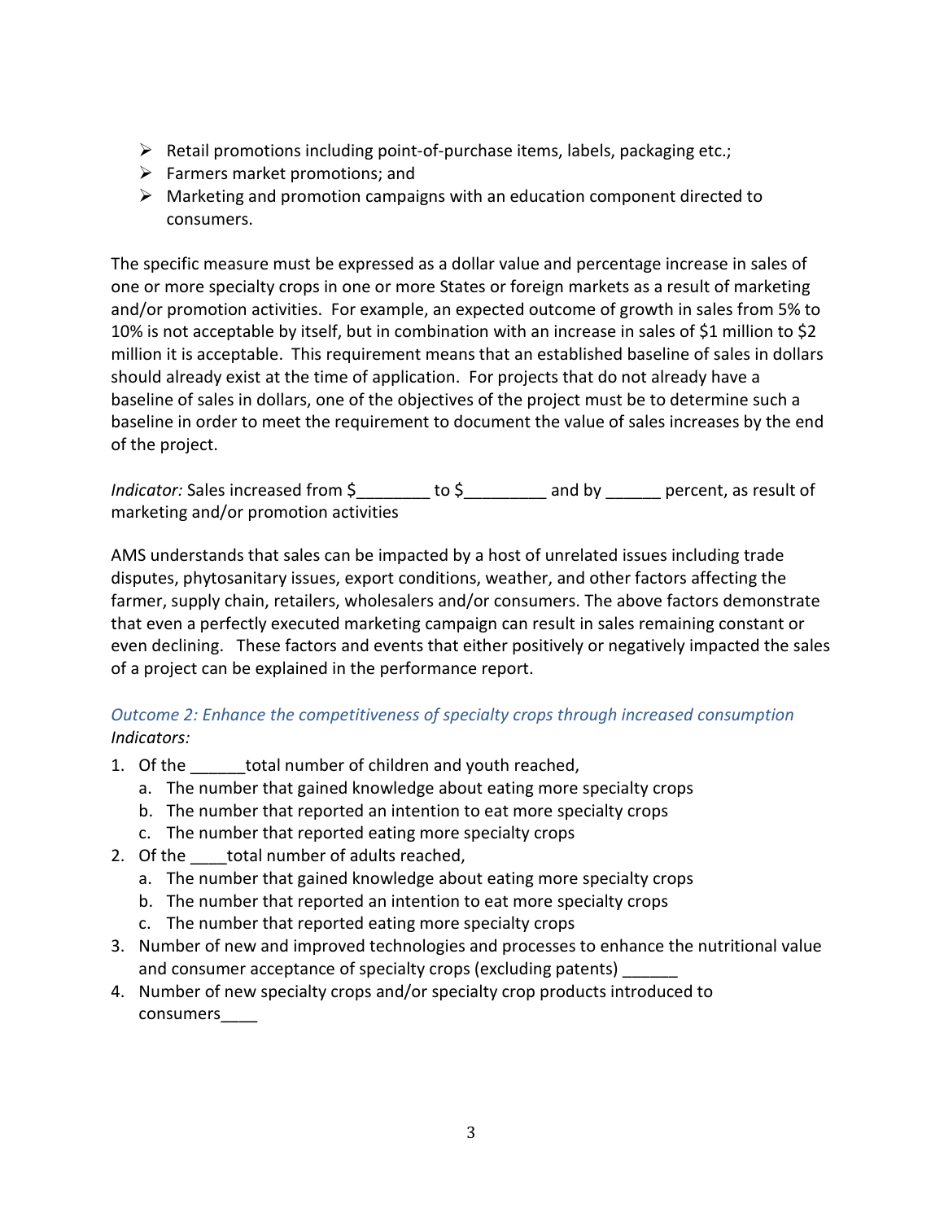- Retail promotions including point-of-purchase items, labels, packaging etc.;
- Farmers market promotions; and
- Marketing and promotion campaigns with an education component directed to consumers.

The specific measure must be expressed as a dollar value and percentage increase in sales of one or more specialty crops in one or more States or foreign markets as a result of marketing and/or promotion activities. For example, an expected outcome of growth in sales from 5% to 10% is not acceptable by itself, but in combination with an increase in sales of $1 million to $2 million it is acceptable. This requirement means that an established baseline of sales in dollars should already exist at the time of application. For projects that do not already have a baseline of sales in dollars, one of the objectives of the project must be to determine such a baseline in order to meet the requirement to document the value of sales increases by the end of the project.

*Indicator:* Sales increased from $________ to $_________ and by ______ percent, as result of marketing and/or promotion activities

AMS understands that sales can be impacted by a host of unrelated issues including trade disputes, phytosanitary issues, export conditions, weather, and other factors affecting the farmer, supply chain, retailers, wholesalers and/or consumers. The above factors demonstrate that even a perfectly executed marketing campaign can result in sales remaining constant or even declining. These factors and events that either positively or negatively impacted the sales of a project can be explained in the performance report.

*Outcome 2: Enhance the competitiveness of specialty crops through increased consumption*

*Indicators:*

1. Of the ______total number of children and youth reached,
   a. The number that gained knowledge about eating more specialty crops
   b. The number that reported an intention to eat more specialty crops
   c. The number that reported eating more specialty crops
2. Of the ____total number of adults reached,
   a. The number that gained knowledge about eating more specialty crops
   b. The number that reported an intention to eat more specialty crops
   c. The number that reported eating more specialty crops
3. Number of new and improved technologies and processes to enhance the nutritional value and consumer acceptance of specialty crops (excluding patents) ______
4. Number of new specialty crops and/or specialty crop products introduced to consumers____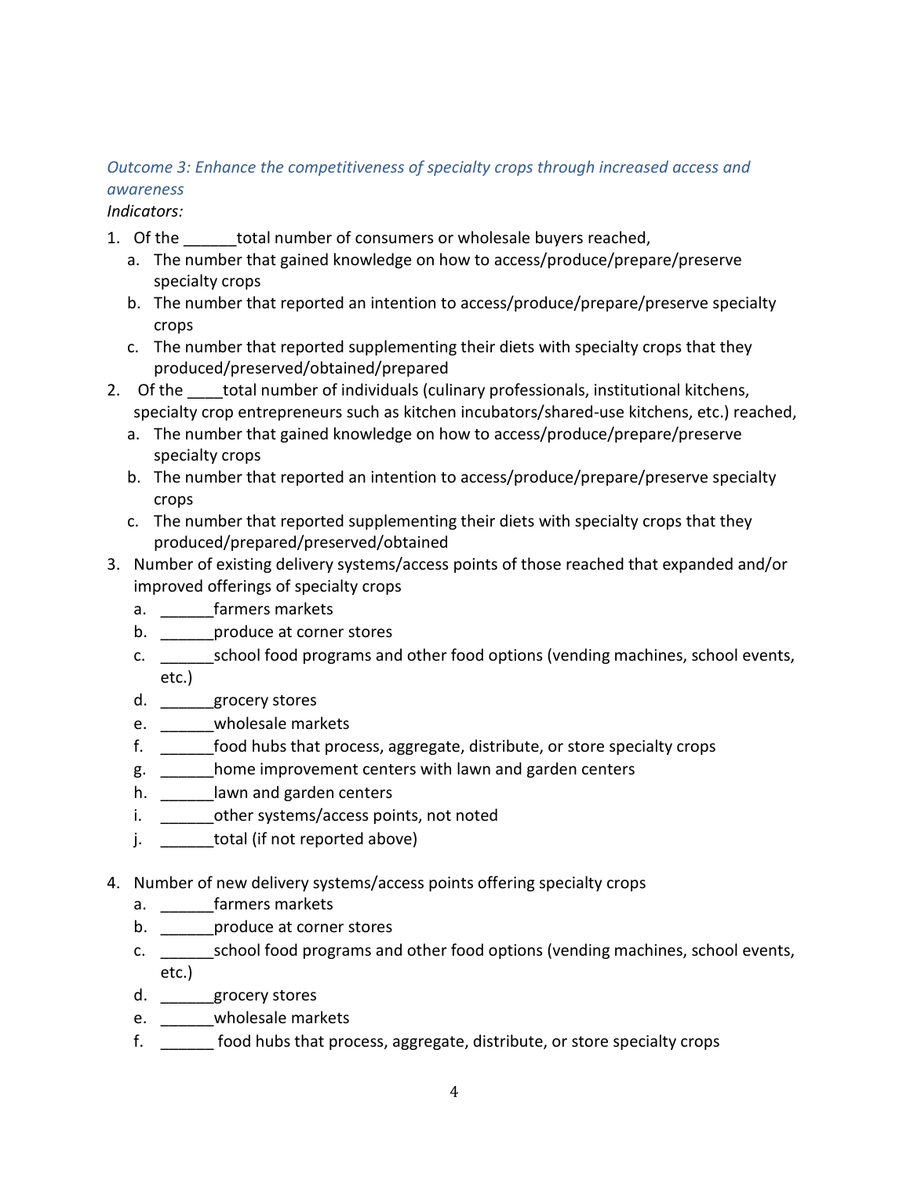*Outcome 3: Enhance the competitiveness of specialty crops through increased access and awareness*

*Indicators:*

1. Of the ______total number of consumers or wholesale buyers reached,
   a. The number that gained knowledge on how to access/produce/prepare/preserve specialty crops
   b. The number that reported an intention to access/produce/prepare/preserve specialty crops
   c. The number that reported supplementing their diets with specialty crops that they produced/preserved/obtained/prepared
2. Of the ____total number of individuals (culinary professionals, institutional kitchens, specialty crop entrepreneurs such as kitchen incubators/shared-use kitchens, etc.) reached,
   a. The number that gained knowledge on how to access/produce/prepare/preserve specialty crops
   b. The number that reported an intention to access/produce/prepare/preserve specialty crops
   c. The number that reported supplementing their diets with specialty crops that they produced/prepared/preserved/obtained
3. Number of existing delivery systems/access points of those reached that expanded and/or improved offerings of specialty crops
   a. ______farmers markets
   b. ______produce at corner stores
   c. ______school food programs and other food options (vending machines, school events, etc.)
   d. ______grocery stores
   e. ______wholesale markets
   f. ______food hubs that process, aggregate, distribute, or store specialty crops
   g. ______home improvement centers with lawn and garden centers
   h. ______lawn and garden centers
   i. ______other systems/access points, not noted
   j. ______total (if not reported above)

4. Number of new delivery systems/access points offering specialty crops
   a. ______farmers markets
   b. ______produce at corner stores
   c. ______school food programs and other food options (vending machines, school events, etc.)
   d. ______grocery stores
   e. ______wholesale markets
   f. ______ food hubs that process, aggregate, distribute, or store specialty crops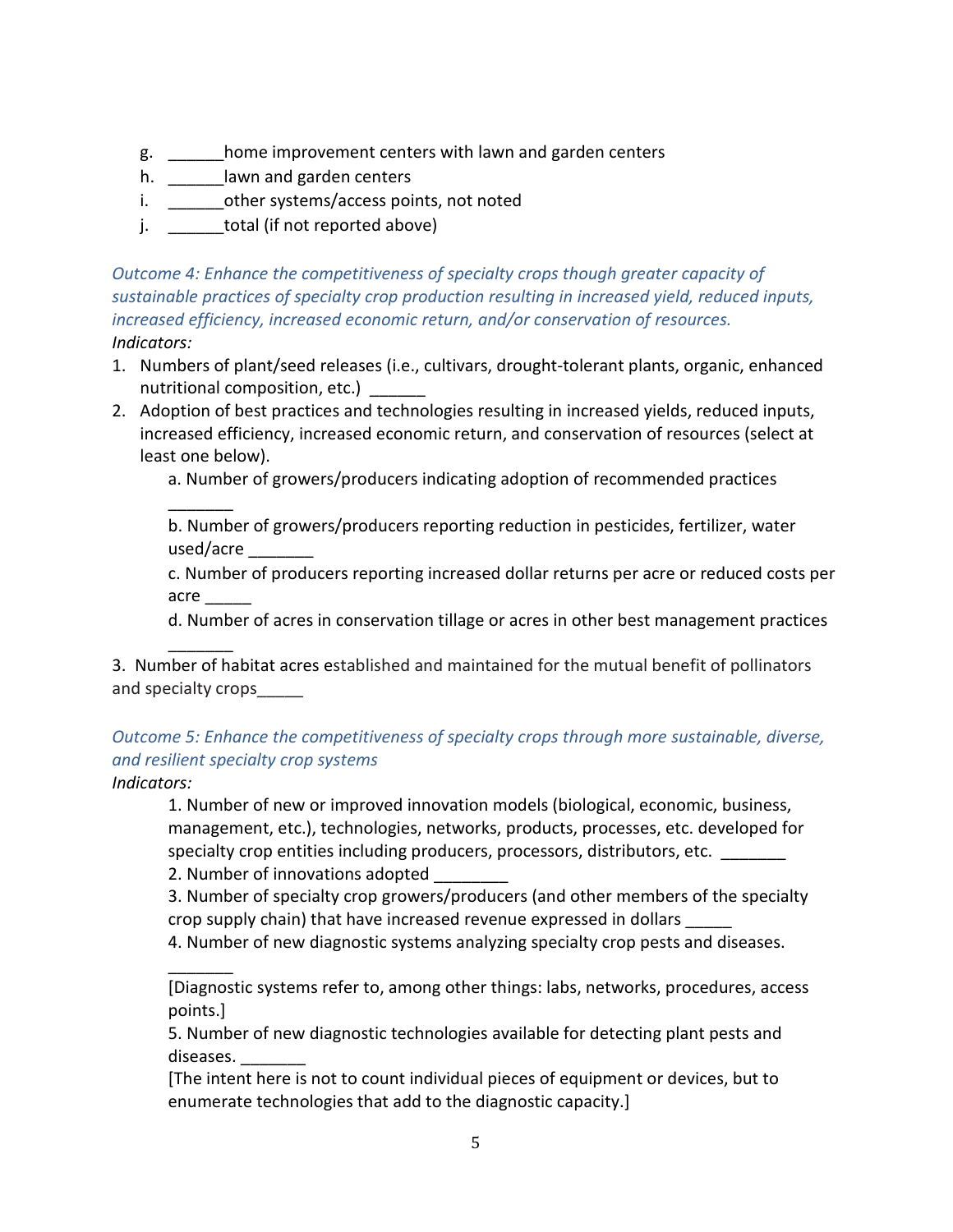g. ______home improvement centers with lawn and garden centers
h. ______lawn and garden centers
i. ______other systems/access points, not noted
j. ______total (if not reported above)

*Outcome 4: Enhance the competitiveness of specialty crops though greater capacity of sustainable practices of specialty crop production resulting in increased yield, reduced inputs, increased efficiency, increased economic return, and/or conservation of resources.*

*Indicators:*

1. Numbers of plant/seed releases (i.e., cultivars, drought-tolerant plants, organic, enhanced nutritional composition, etc.) ______
2. Adoption of best practices and technologies resulting in increased yields, reduced inputs, increased efficiency, increased economic return, and conservation of resources (select at least one below).

   a. Number of growers/producers indicating adoption of recommended practices _______

   b. Number of growers/producers reporting reduction in pesticides, fertilizer, water used/acre _______

   c. Number of producers reporting increased dollar returns per acre or reduced costs per acre _____

   d. Number of acres in conservation tillage or acres in other best management practices _______

3. Number of habitat acres established and maintained for the mutual benefit of pollinators and specialty crops_____

*Outcome 5: Enhance the competitiveness of specialty crops through more sustainable, diverse, and resilient specialty crop systems*

*Indicators:*

1. Number of new or improved innovation models (biological, economic, business, management, etc.), technologies, networks, products, processes, etc. developed for specialty crop entities including producers, processors, distributors, etc. _______
2. Number of innovations adopted ________
3. Number of specialty crop growers/producers (and other members of the specialty crop supply chain) that have increased revenue expressed in dollars _____
4. Number of new diagnostic systems analyzing specialty crop pests and diseases. _______

   [Diagnostic systems refer to, among other things: labs, networks, procedures, access points.]
5. Number of new diagnostic technologies available for detecting plant pests and diseases. _______

   [The intent here is not to count individual pieces of equipment or devices, but to enumerate technologies that add to the diagnostic capacity.]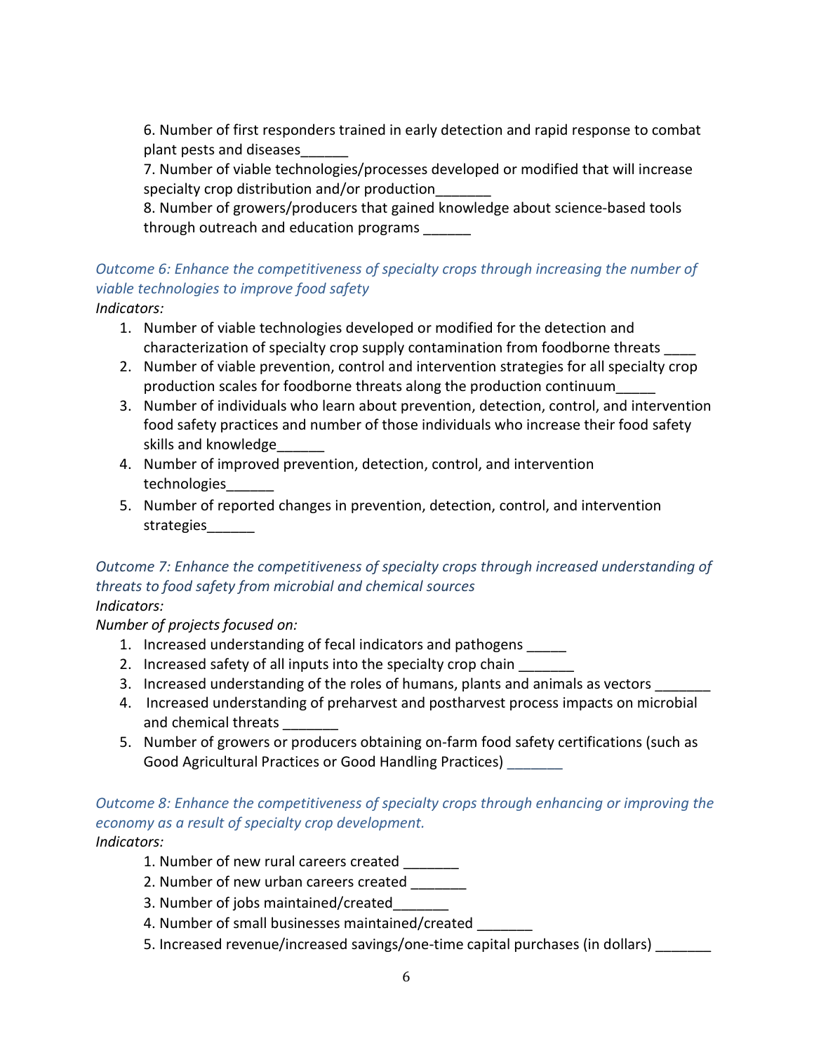6. Number of first responders trained in early detection and rapid response to combat plant pests and diseases______
7. Number of viable technologies/processes developed or modified that will increase specialty crop distribution and/or production_______
8. Number of growers/producers that gained knowledge about science-based tools through outreach and education programs ______

*Outcome 6: Enhance the competitiveness of specialty crops through increasing the number of viable technologies to improve food safety*

*Indicators:*

1. Number of viable technologies developed or modified for the detection and characterization of specialty crop supply contamination from foodborne threats ____
2. Number of viable prevention, control and intervention strategies for all specialty crop production scales for foodborne threats along the production continuum_____
3. Number of individuals who learn about prevention, detection, control, and intervention food safety practices and number of those individuals who increase their food safety skills and knowledge______
4. Number of improved prevention, detection, control, and intervention technologies______
5. Number of reported changes in prevention, detection, control, and intervention strategies______

*Outcome 7: Enhance the competitiveness of specialty crops through increased understanding of threats to food safety from microbial and chemical sources*

*Indicators:*

*Number of projects focused on:*

1. Increased understanding of fecal indicators and pathogens _____
2. Increased safety of all inputs into the specialty crop chain _______
3. Increased understanding of the roles of humans, plants and animals as vectors _______
4. Increased understanding of preharvest and postharvest process impacts on microbial and chemical threats _______
5. Number of growers or producers obtaining on-farm food safety certifications (such as Good Agricultural Practices or Good Handling Practices) _______

*Outcome 8: Enhance the competitiveness of specialty crops through enhancing or improving the economy as a result of specialty crop development.*

*Indicators:*

1. Number of new rural careers created _______
2. Number of new urban careers created _______
3. Number of jobs maintained/created_______
4. Number of small businesses maintained/created _______
5. Increased revenue/increased savings/one-time capital purchases (in dollars) _______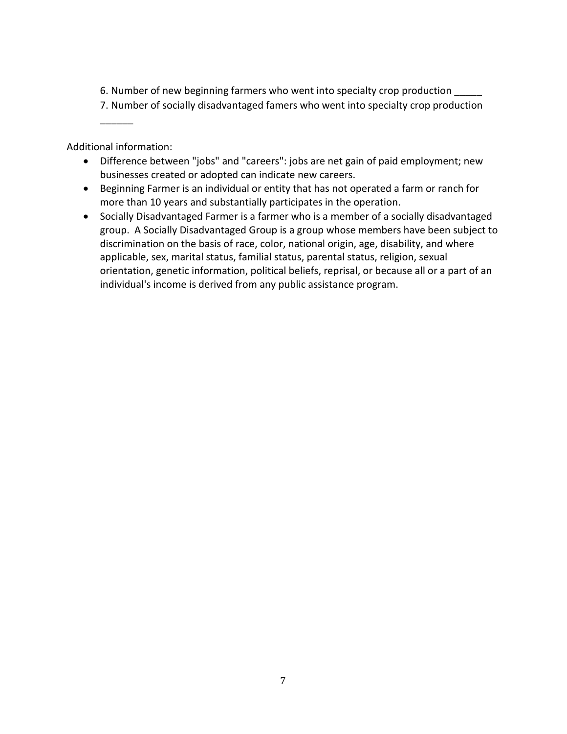6. Number of new beginning farmers who went into specialty crop production _____
7. Number of socially disadvantaged famers who went into specialty crop production ______

Additional information:

- Difference between "jobs" and "careers": jobs are net gain of paid employment; new businesses created or adopted can indicate new careers.
- Beginning Farmer is an individual or entity that has not operated a farm or ranch for more than 10 years and substantially participates in the operation.
- Socially Disadvantaged Farmer is a farmer who is a member of a socially disadvantaged group. A Socially Disadvantaged Group is a group whose members have been subject to discrimination on the basis of race, color, national origin, age, disability, and where applicable, sex, marital status, familial status, parental status, religion, sexual orientation, genetic information, political beliefs, reprisal, or because all or a part of an individual's income is derived from any public assistance program.